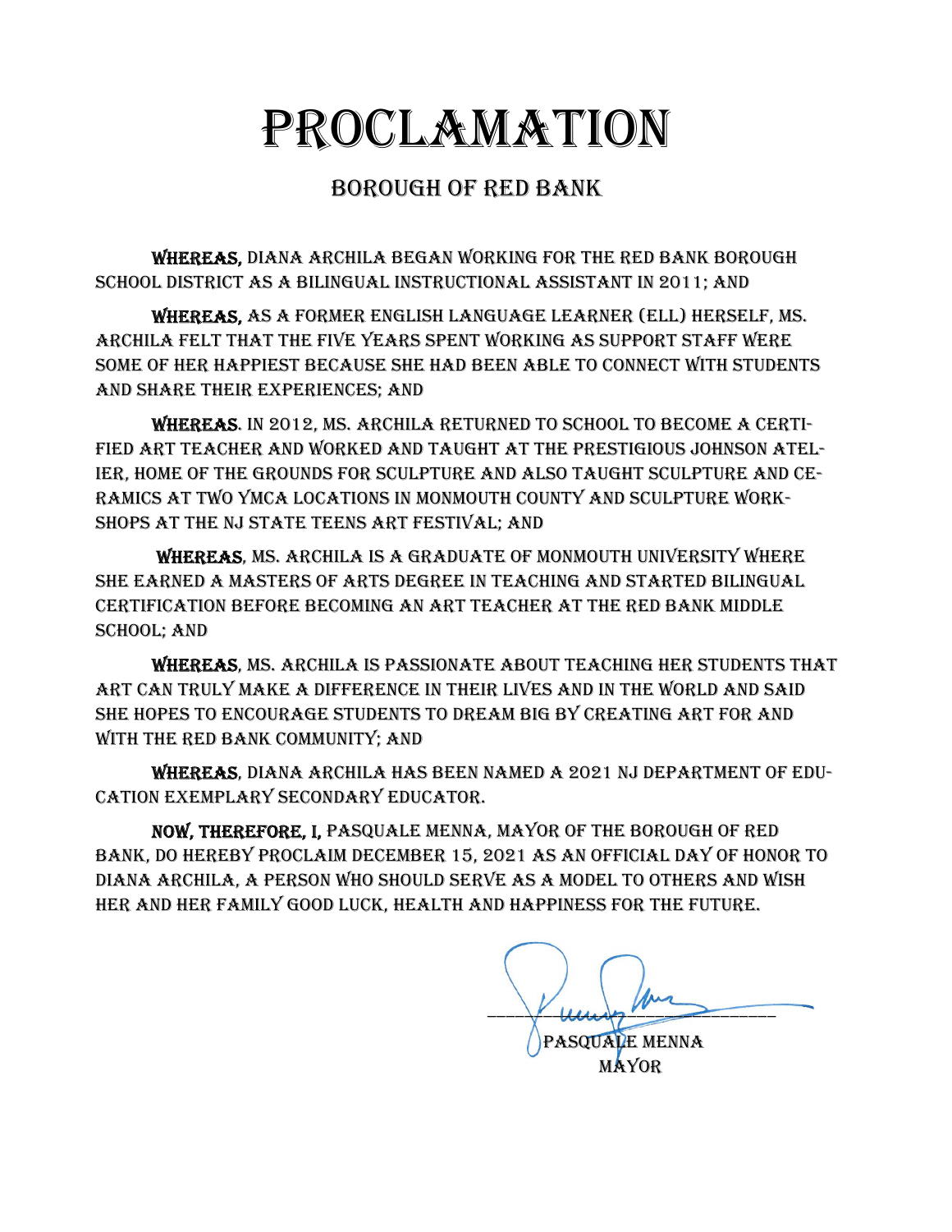# PROCLAMATION

## BOROUGH OF RED BANK

**WHEREAS,** DIANA ARCHILA BEGAN WORKING FOR THE RED BANK BOROUGH SCHOOL DISTRICT AS A BILINGUAL INSTRUCTIONAL ASSISTANT IN 2011; AND

**WHEREAS,** AS A FORMER ENGLISH LANGUAGE LEARNER (ELL) HERSELF, MS. ARCHILA FELT THAT THE FIVE YEARS SPENT WORKING AS SUPPORT STAFF WERE SOME OF HER HAPPIEST BECAUSE SHE HAD BEEN ABLE TO CONNECT WITH STUDENTS AND SHARE THEIR EXPERIENCES; AND

**WHEREAS**. IN 2012, MS. ARCHILA RETURNED TO SCHOOL TO BECOME A CERTIFIED ART TEACHER AND WORKED AND TAUGHT AT THE PRESTIGIOUS JOHNSON ATELIER, HOME OF THE GROUNDS FOR SCULPTURE AND ALSO TAUGHT SCULPTURE AND CERAMICS AT TWO YMCA LOCATIONS IN MONMOUTH COUNTY AND SCULPTURE WORKSHOPS AT THE NJ STATE TEENS ART FESTIVAL; AND

**WHEREAS**, MS. ARCHILA IS A GRADUATE OF MONMOUTH UNIVERSITY WHERE SHE EARNED A MASTERS OF ARTS DEGREE IN TEACHING AND STARTED BILINGUAL CERTIFICATION BEFORE BECOMING AN ART TEACHER AT THE RED BANK MIDDLE SCHOOL; AND

**WHEREAS**, MS. ARCHILA IS PASSIONATE ABOUT TEACHING HER STUDENTS THAT ART CAN TRULY MAKE A DIFFERENCE IN THEIR LIVES AND IN THE WORLD AND SAID SHE HOPES TO ENCOURAGE STUDENTS TO DREAM BIG BY CREATING ART FOR AND WITH THE RED BANK COMMUNITY; AND

**WHEREAS**, DIANA ARCHILA HAS BEEN NAMED A 2021 NJ DEPARTMENT OF EDUCATION EXEMPLARY SECONDARY EDUCATOR.

**NOW, THEREFORE, I,** PASQUALE MENNA, MAYOR OF THE BOROUGH OF RED BANK, DO HEREBY PROCLAIM DECEMBER 15, 2021 AS AN OFFICIAL DAY OF HONOR TO DIANA ARCHILA, A PERSON WHO SHOULD SERVE AS A MODEL TO OTHERS AND WISH HER AND HER FAMILY GOOD LUCK, HEALTH AND HAPPINESS FOR THE FUTURE.

PASQUALE MENNA
MAYOR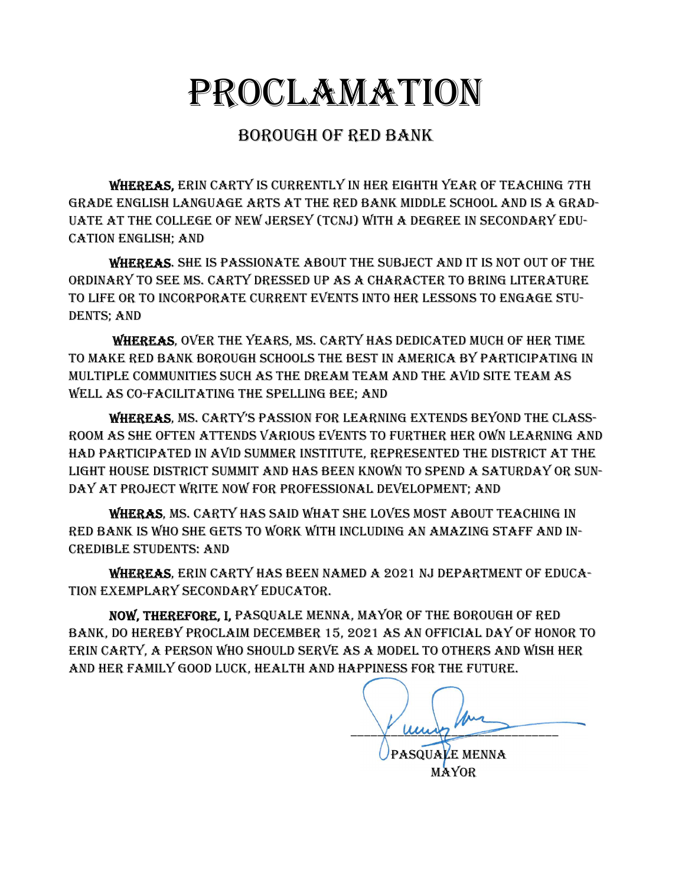# PROCLAMATION

## BOROUGH OF RED BANK

**WHEREAS,** ERIN CARTY IS CURRENTLY IN HER EIGHTH YEAR OF TEACHING 7TH GRADE ENGLISH LANGUAGE ARTS AT THE RED BANK MIDDLE SCHOOL AND IS A GRADUATE AT THE COLLEGE OF NEW JERSEY (TCNJ) WITH A DEGREE IN SECONDARY EDUCATION ENGLISH; AND

**WHEREAS**. SHE IS PASSIONATE ABOUT THE SUBJECT AND IT IS NOT OUT OF THE ORDINARY TO SEE MS. CARTY DRESSED UP AS A CHARACTER TO BRING LITERATURE TO LIFE OR TO INCORPORATE CURRENT EVENTS INTO HER LESSONS TO ENGAGE STUDENTS; AND

**WHEREAS**, OVER THE YEARS, MS. CARTY HAS DEDICATED MUCH OF HER TIME TO MAKE RED BANK BOROUGH SCHOOLS THE BEST IN AMERICA BY PARTICIPATING IN MULTIPLE COMMUNITIES SUCH AS THE DREAM TEAM AND THE AVID SITE TEAM AS WELL AS CO-FACILITATING THE SPELLING BEE; AND

**WHEREAS**, MS. CARTY'S PASSION FOR LEARNING EXTENDS BEYOND THE CLASSROOM AS SHE OFTEN ATTENDS VARIOUS EVENTS TO FURTHER HER OWN LEARNING AND HAD PARTICIPATED IN AVID SUMMER INSTITUTE, REPRESENTED THE DISTRICT AT THE LIGHT HOUSE DISTRICT SUMMIT AND HAS BEEN KNOWN TO SPEND A SATURDAY OR SUNDAY AT PROJECT WRITE NOW FOR PROFESSIONAL DEVELOPMENT; AND

**WHERAS**, MS. CARTY HAS SAID WHAT SHE LOVES MOST ABOUT TEACHING IN RED BANK IS WHO SHE GETS TO WORK WITH INCLUDING AN AMAZING STAFF AND INCREDIBLE STUDENTS: AND

**WHEREAS**, ERIN CARTY HAS BEEN NAMED A 2021 NJ DEPARTMENT OF EDUCATION EXEMPLARY SECONDARY EDUCATOR.

**NOW, THEREFORE, I,** PASQUALE MENNA, MAYOR OF THE BOROUGH OF RED BANK, DO HEREBY PROCLAIM DECEMBER 15, 2021 AS AN OFFICIAL DAY OF HONOR TO ERIN CARTY, A PERSON WHO SHOULD SERVE AS A MODEL TO OTHERS AND WISH HER AND HER FAMILY GOOD LUCK, HEALTH AND HAPPINESS FOR THE FUTURE.

\_\_\_\_\_\_\_\_\_\_\_\_\_\_\_\_\_\_\_\_\_\_\_\_\_\_\_\_\_\_

PASQUALE MENNA
MAYOR